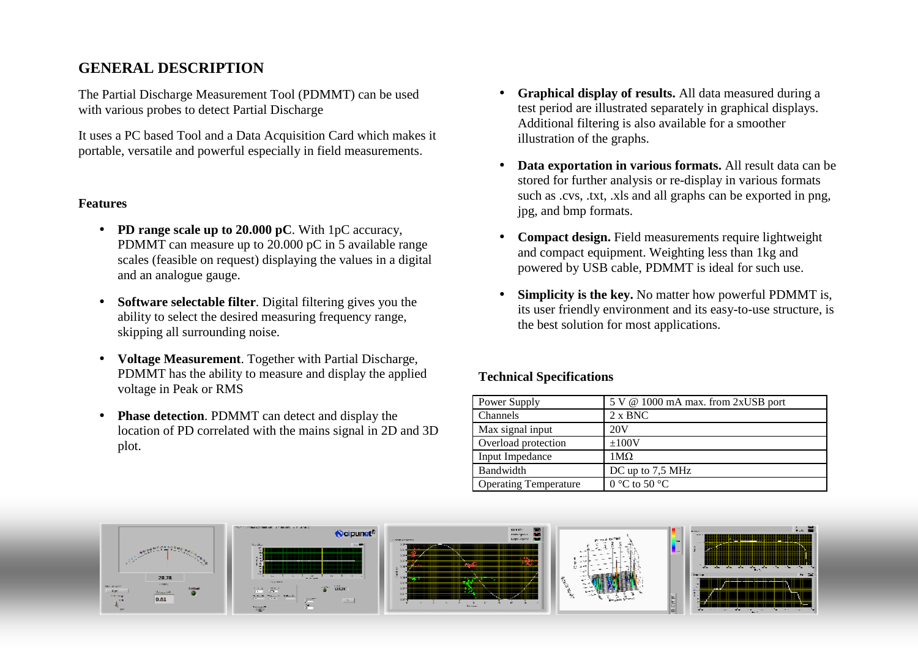## GENERAL DESCRIPTION

The Partial Discharge Measurement Tool (PDMMT) can be used with various probes to detect Partial Discharge

It uses a PC based Tool and a Data Acquisition Card which makes it portable, versatile and powerful especially in field measurements.

### Features

- **PD range scale up to 20.000 pC**. With 1pC accuracy, PDMMT can measure up to 20.000 pC in 5 available range scales (feasible on request) displaying the values in a digital and an analogue gauge.
- **Software selectable filter**. Digital filtering gives you the ability to select the desired measuring frequency range, skipping all surrounding noise.
- **Voltage Measurement**. Together with Partial Discharge, PDMMT has the ability to measure and display the applied voltage in Peak or RMS
- **Phase detection**. PDMMT can detect and display the location of PD correlated with the mains signal in 2D and 3D plot.
- **Graphical display of results.** All data measured during a test period are illustrated separately in graphical displays. Additional filtering is also available for a smoother illustration of the graphs.
- **Data exportation in various formats.** All result data can be stored for further analysis or re-display in various formats such as .cvs, .txt, .xls and all graphs can be exported in png, jpg, and bmp formats.
- **Compact design.** Field measurements require lightweight and compact equipment. Weighting less than 1kg and powered by USB cable, PDMMT is ideal for such use.
- **Simplicity is the key.** No matter how powerful PDMMT is, its user friendly environment and its easy-to-use structure, is the best solution for most applications.

### Technical Specifications

| | |
|---|---|
| Power Supply | 5 V @ 1000 mA max. from 2xUSB port |
| Channels | 2 x BNC |
| Max signal input | 20V |
| Overload protection | ±100V |
| Input Impedance | 1MΩ |
| Bandwidth | DC up to 7,5 MHz |
| Operating Temperature | 0 °C to 50 °C |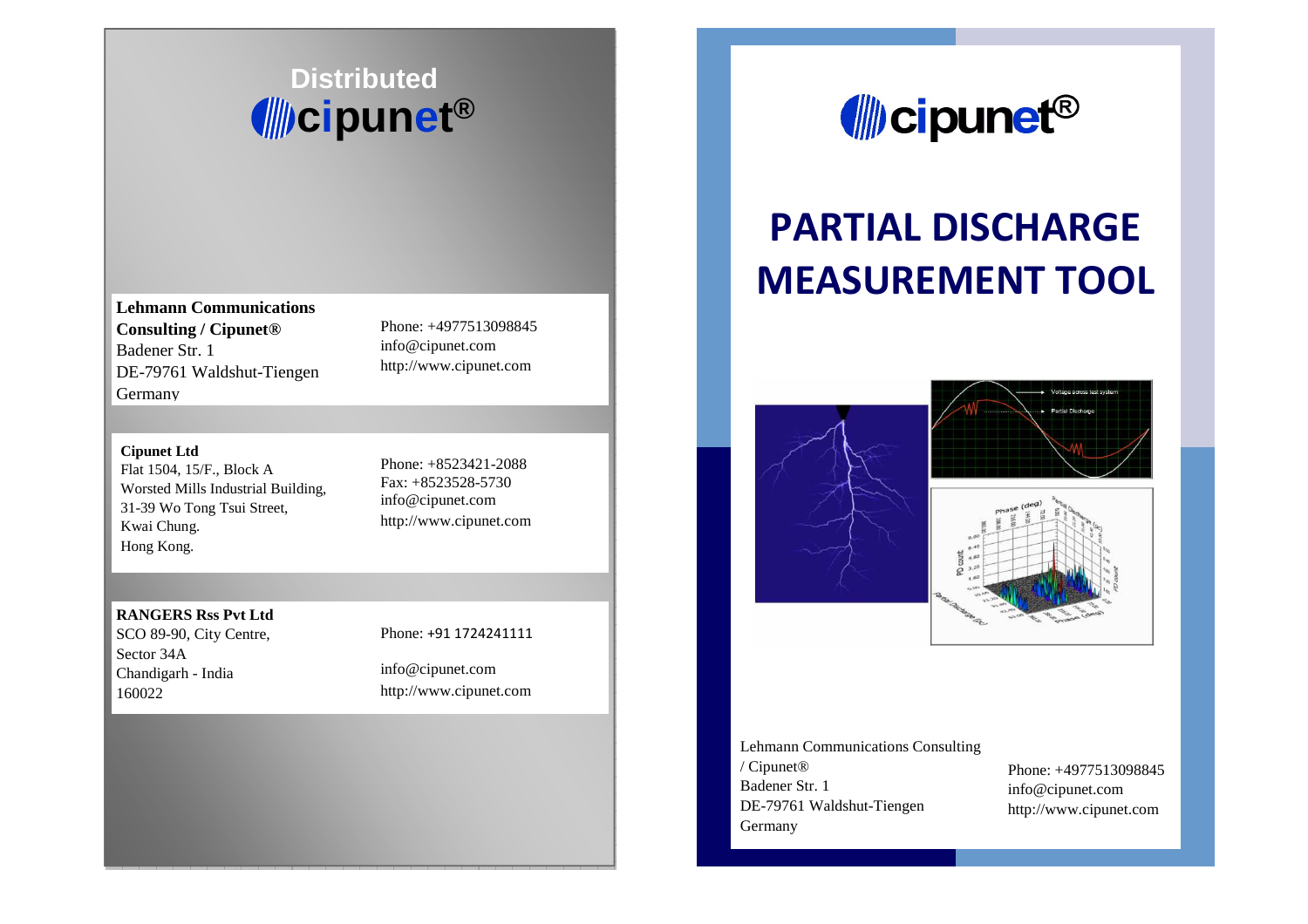Distributed

cipunet®

**Lehmann Communications Consulting / Cipunet®**
Badener Str. 1
DE-79761 Waldshut-Tiengen
Germany

Phone: +4977513098845
info@cipunet.com
http://www.cipunet.com

**Cipunet Ltd**
Flat 1504, 15/F., Block A
Worsted Mills Industrial Building,
31-39 Wo Tong Tsui Street,
Kwai Chung.
Hong Kong.

Phone: +8523421-2088
Fax: +8523528-5730
info@cipunet.com
http://www.cipunet.com

**RANGERS Rss Pvt Ltd**
SCO 89-90, City Centre,
Sector 34A
Chandigarh - India
160022

Phone: +91 1724241111

info@cipunet.com
http://www.cipunet.com

cipunet®

# PARTIAL DISCHARGE MEASUREMENT TOOL

Voltage across test system

Partial Discharge

Phase (deg)

PD count

Partial Discharge (pC)

Lehmann Communications Consulting / Cipunet®
Badener Str. 1
DE-79761 Waldshut-Tiengen
Germany

Phone: +4977513098845
info@cipunet.com
http://www.cipunet.com